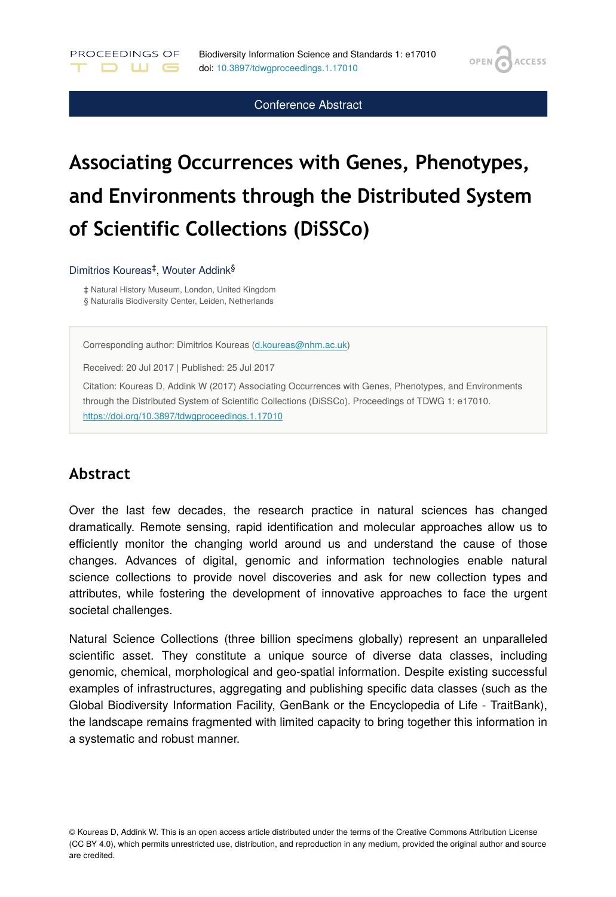Conference Abstract

# Associating Occurrences with Genes, Phenotypes, and Environments through the Distributed System of Scientific Collections (DiSSCo)

Dimitrios Koureas[‡], Wouter Addink[§]

‡ Natural History Museum, London, United Kingdom
§ Naturalis Biodiversity Center, Leiden, Netherlands

Corresponding author: Dimitrios Koureas (d.koureas@nhm.ac.uk)

Received: 20 Jul 2017 | Published: 25 Jul 2017

Citation: Koureas D, Addink W (2017) Associating Occurrences with Genes, Phenotypes, and Environments through the Distributed System of Scientific Collections (DiSSCo). Proceedings of TDWG 1: e17010. https://doi.org/10.3897/tdwgproceedings.1.17010

## Abstract

Over the last few decades, the research practice in natural sciences has changed dramatically. Remote sensing, rapid identification and molecular approaches allow us to efficiently monitor the changing world around us and understand the cause of those changes. Advances of digital, genomic and information technologies enable natural science collections to provide novel discoveries and ask for new collection types and attributes, while fostering the development of innovative approaches to face the urgent societal challenges.

Natural Science Collections (three billion specimens globally) represent an unparalleled scientific asset. They constitute a unique source of diverse data classes, including genomic, chemical, morphological and geo-spatial information. Despite existing successful examples of infrastructures, aggregating and publishing specific data classes (such as the Global Biodiversity Information Facility, GenBank or the Encyclopedia of Life - TraitBank), the landscape remains fragmented with limited capacity to bring together this information in a systematic and robust manner.

© Koureas D, Addink W. This is an open access article distributed under the terms of the Creative Commons Attribution License (CC BY 4.0), which permits unrestricted use, distribution, and reproduction in any medium, provided the original author and source are credited.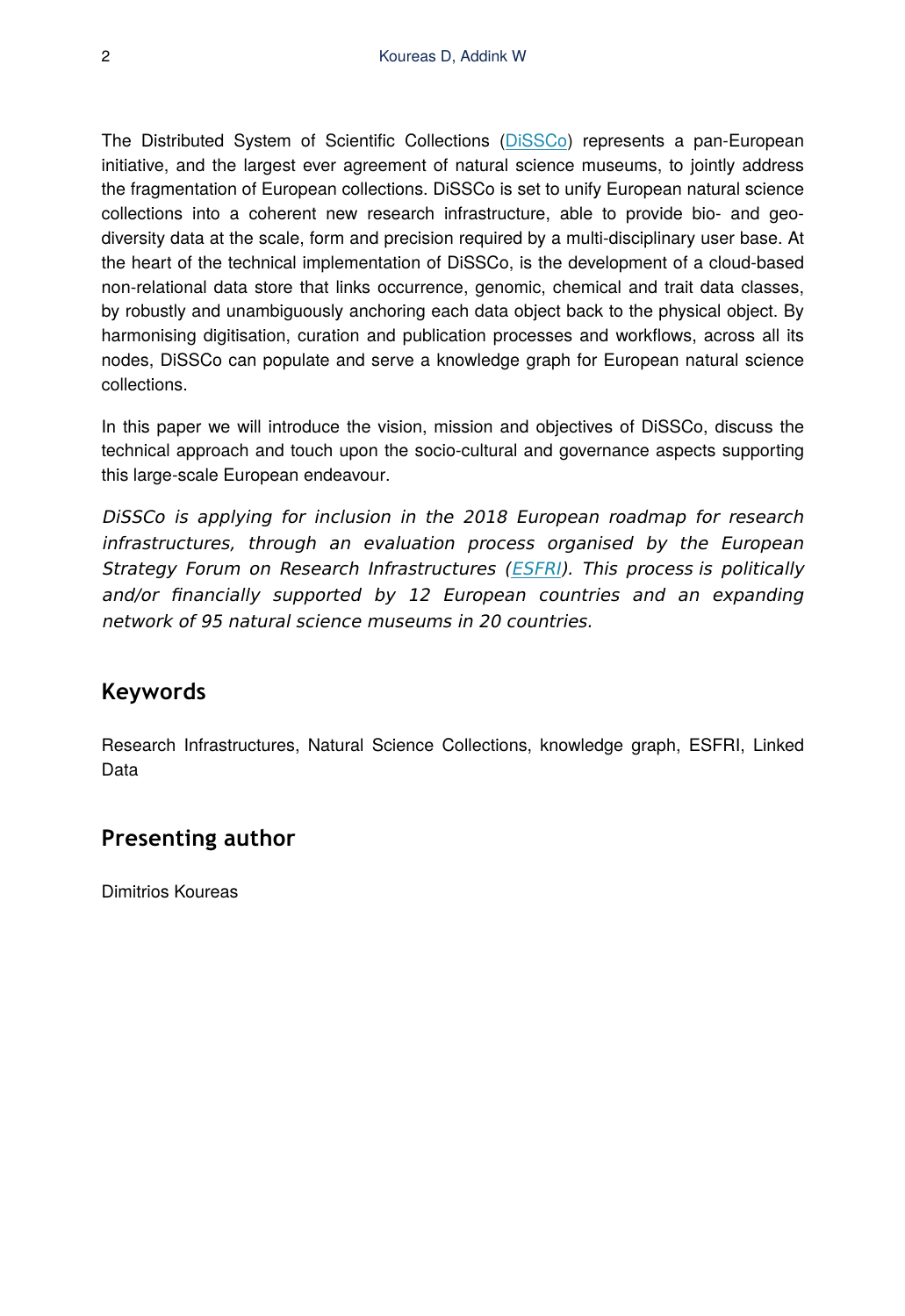The Distributed System of Scientific Collections (DiSSCo) represents a pan-European initiative, and the largest ever agreement of natural science museums, to jointly address the fragmentation of European collections. DiSSCo is set to unify European natural science collections into a coherent new research infrastructure, able to provide bio- and geo-diversity data at the scale, form and precision required by a multi-disciplinary user base. At the heart of the technical implementation of DiSSCo, is the development of a cloud-based non-relational data store that links occurrence, genomic, chemical and trait data classes, by robustly and unambiguously anchoring each data object back to the physical object. By harmonising digitisation, curation and publication processes and workflows, across all its nodes, DiSSCo can populate and serve a knowledge graph for European natural science collections.

In this paper we will introduce the vision, mission and objectives of DiSSCo, discuss the technical approach and touch upon the socio-cultural and governance aspects supporting this large-scale European endeavour.

*DiSSCo is applying for inclusion in the 2018 European roadmap for research infrastructures, through an evaluation process organised by the European Strategy Forum on Research Infrastructures (ESFRI). This process is politically and/or financially supported by 12 European countries and an expanding network of 95 natural science museums in 20 countries.*

## Keywords

Research Infrastructures, Natural Science Collections, knowledge graph, ESFRI, Linked Data

## Presenting author

Dimitrios Koureas